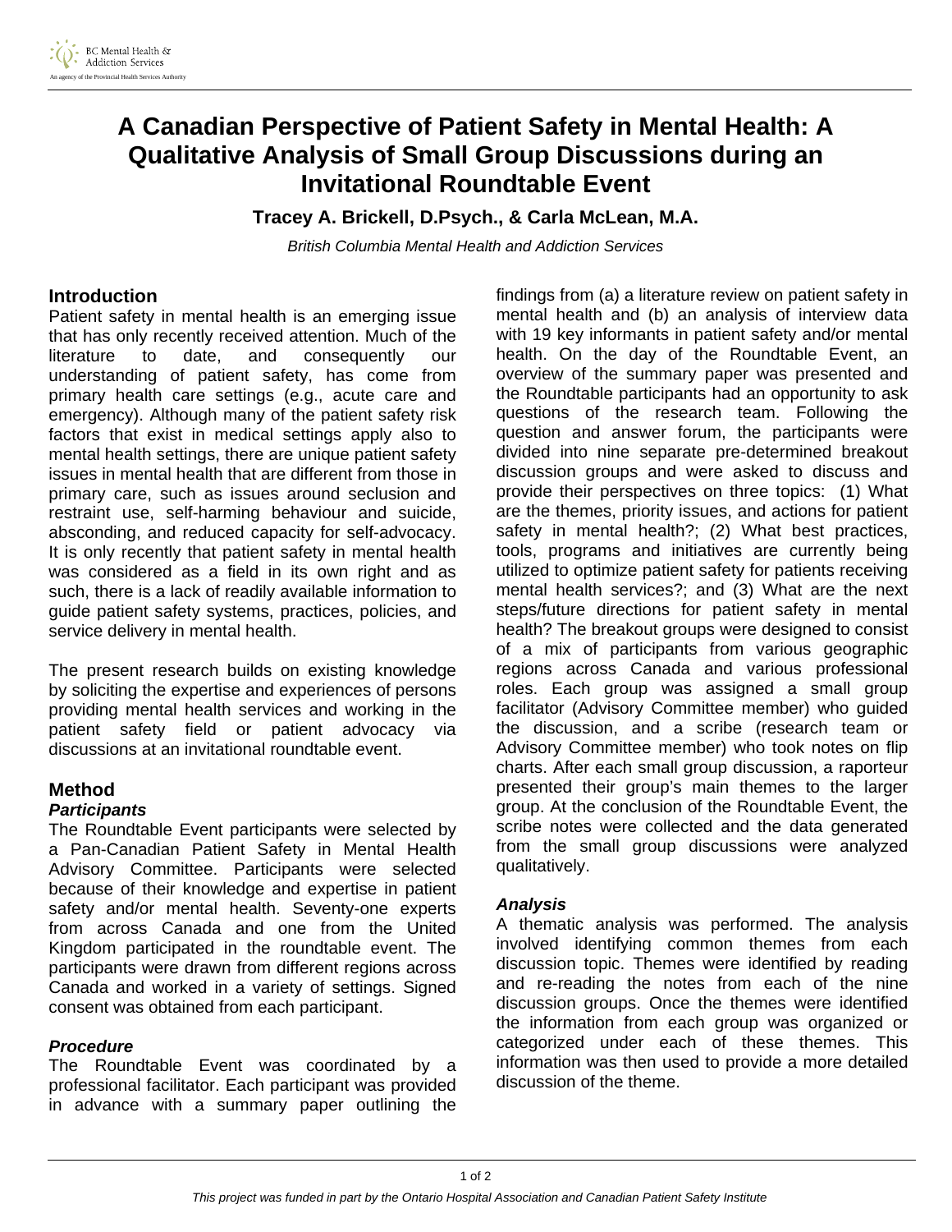# A Canadian Perspective of Patient Safety in Mental Health: A Qualitative Analysis of Small Group Discussions during an Invitational Roundtable Event

**Tracey A. Brickell, D.Psych., & Carla McLean, M.A.**

*British Columbia Mental Health and Addiction Services*

## Introduction

Patient safety in mental health is an emerging issue that has only recently received attention. Much of the literature to date, and consequently our understanding of patient safety, has come from primary health care settings (e.g., acute care and emergency). Although many of the patient safety risk factors that exist in medical settings apply also to mental health settings, there are unique patient safety issues in mental health that are different from those in primary care, such as issues around seclusion and restraint use, self-harming behaviour and suicide, absconding, and reduced capacity for self-advocacy. It is only recently that patient safety in mental health was considered as a field in its own right and as such, there is a lack of readily available information to guide patient safety systems, practices, policies, and service delivery in mental health.

The present research builds on existing knowledge by soliciting the expertise and experiences of persons providing mental health services and working in the patient safety field or patient advocacy via discussions at an invitational roundtable event.

## Method

### Participants

The Roundtable Event participants were selected by a Pan-Canadian Patient Safety in Mental Health Advisory Committee. Participants were selected because of their knowledge and expertise in patient safety and/or mental health. Seventy-one experts from across Canada and one from the United Kingdom participated in the roundtable event. The participants were drawn from different regions across Canada and worked in a variety of settings. Signed consent was obtained from each participant.

### Procedure

The Roundtable Event was coordinated by a professional facilitator. Each participant was provided in advance with a summary paper outlining the findings from (a) a literature review on patient safety in mental health and (b) an analysis of interview data with 19 key informants in patient safety and/or mental health. On the day of the Roundtable Event, an overview of the summary paper was presented and the Roundtable participants had an opportunity to ask questions of the research team. Following the question and answer forum, the participants were divided into nine separate pre-determined breakout discussion groups and were asked to discuss and provide their perspectives on three topics: (1) What are the themes, priority issues, and actions for patient safety in mental health?; (2) What best practices, tools, programs and initiatives are currently being utilized to optimize patient safety for patients receiving mental health services?; and (3) What are the next steps/future directions for patient safety in mental health? The breakout groups were designed to consist of a mix of participants from various geographic regions across Canada and various professional roles. Each group was assigned a small group facilitator (Advisory Committee member) who guided the discussion, and a scribe (research team or Advisory Committee member) who took notes on flip charts. After each small group discussion, a raporteur presented their group's main themes to the larger group. At the conclusion of the Roundtable Event, the scribe notes were collected and the data generated from the small group discussions were analyzed qualitatively.

### Analysis

A thematic analysis was performed. The analysis involved identifying common themes from each discussion topic. Themes were identified by reading and re-reading the notes from each of the nine discussion groups. Once the themes were identified the information from each group was organized or categorized under each of these themes. This information was then used to provide a more detailed discussion of the theme.

*This project was funded in part by the Ontario Hospital Association and Canadian Patient Safety Institute*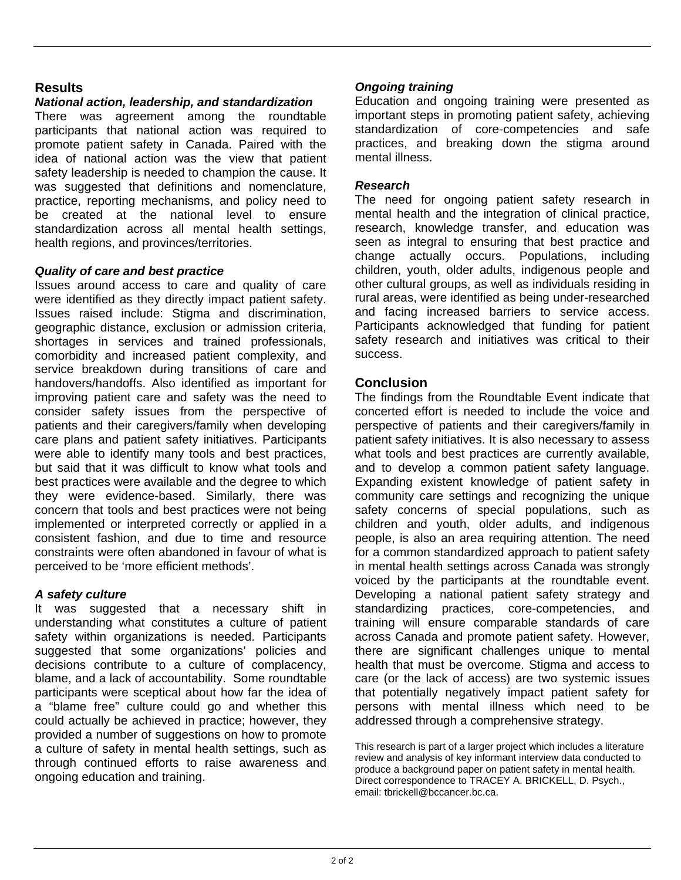## Results

### *National action, leadership, and standardization*

There was agreement among the roundtable participants that national action was required to promote patient safety in Canada. Paired with the idea of national action was the view that patient safety leadership is needed to champion the cause. It was suggested that definitions and nomenclature, practice, reporting mechanisms, and policy need to be created at the national level to ensure standardization across all mental health settings, health regions, and provinces/territories.

### *Quality of care and best practice*

Issues around access to care and quality of care were identified as they directly impact patient safety. Issues raised include: Stigma and discrimination, geographic distance, exclusion or admission criteria, shortages in services and trained professionals, comorbidity and increased patient complexity, and service breakdown during transitions of care and handovers/handoffs. Also identified as important for improving patient care and safety was the need to consider safety issues from the perspective of patients and their caregivers/family when developing care plans and patient safety initiatives. Participants were able to identify many tools and best practices, but said that it was difficult to know what tools and best practices were available and the degree to which they were evidence-based. Similarly, there was concern that tools and best practices were not being implemented or interpreted correctly or applied in a consistent fashion, and due to time and resource constraints were often abandoned in favour of what is perceived to be 'more efficient methods'.

### *A safety culture*

It was suggested that a necessary shift in understanding what constitutes a culture of patient safety within organizations is needed. Participants suggested that some organizations' policies and decisions contribute to a culture of complacency, blame, and a lack of accountability. Some roundtable participants were sceptical about how far the idea of a "blame free" culture could go and whether this could actually be achieved in practice; however, they provided a number of suggestions on how to promote a culture of safety in mental health settings, such as through continued efforts to raise awareness and ongoing education and training.

### *Ongoing training*

Education and ongoing training were presented as important steps in promoting patient safety, achieving standardization of core-competencies and safe practices, and breaking down the stigma around mental illness.

### *Research*

The need for ongoing patient safety research in mental health and the integration of clinical practice, research, knowledge transfer, and education was seen as integral to ensuring that best practice and change actually occurs. Populations, including children, youth, older adults, indigenous people and other cultural groups, as well as individuals residing in rural areas, were identified as being under-researched and facing increased barriers to service access. Participants acknowledged that funding for patient safety research and initiatives was critical to their success.

## Conclusion

The findings from the Roundtable Event indicate that concerted effort is needed to include the voice and perspective of patients and their caregivers/family in patient safety initiatives. It is also necessary to assess what tools and best practices are currently available, and to develop a common patient safety language. Expanding existent knowledge of patient safety in community care settings and recognizing the unique safety concerns of special populations, such as children and youth, older adults, and indigenous people, is also an area requiring attention. The need for a common standardized approach to patient safety in mental health settings across Canada was strongly voiced by the participants at the roundtable event. Developing a national patient safety strategy and standardizing practices, core-competencies, and training will ensure comparable standards of care across Canada and promote patient safety. However, there are significant challenges unique to mental health that must be overcome. Stigma and access to care (or the lack of access) are two systemic issues that potentially negatively impact patient safety for persons with mental illness which need to be addressed through a comprehensive strategy.

This research is part of a larger project which includes a literature review and analysis of key informant interview data conducted to produce a background paper on patient safety in mental health. Direct correspondence to TRACEY A. BRICKELL, D. Psych., email: tbrickell@bccancer.bc.ca.